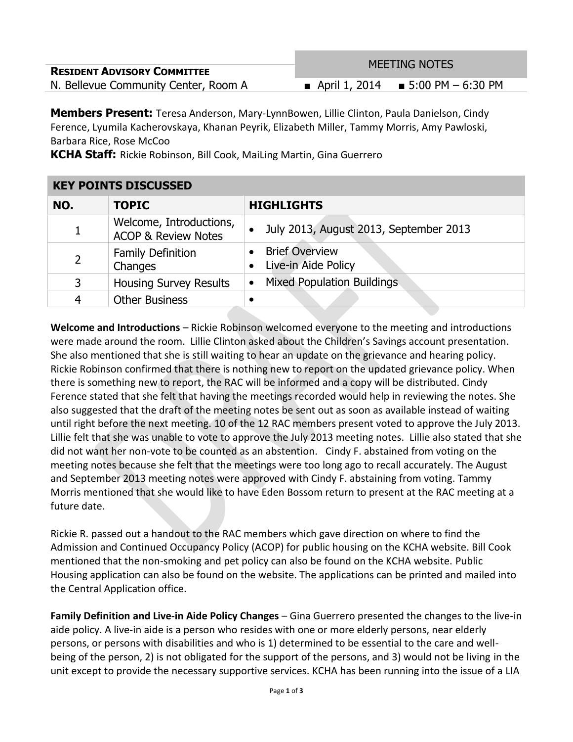**RESIDENT ADVISORY COMMITTEE**

N. Bellevue Community Center, Room A

MEETING NOTES

■ April 1, 2014 ■ 5:00 PM – 6:30 PM

**Members Present:** Teresa Anderson, Mary-LynnBowen, Lillie Clinton, Paula Danielson, Cindy Ference, Lyumila Kacherovskaya, Khanan Peyrik, Elizabeth Miller, Tammy Morris, Amy Pawloski, Barbara Rice, Rose McCoo

**KCHA Staff:** Rickie Robinson, Bill Cook, MaiLing Martin, Gina Guerrero

| KEY POINTS DISCUSSED | | |
|---|---|---|
| **NO.** | **TOPIC** | **HIGHLIGHTS** |
| 1 | Welcome, Introductions, ACOP & Review Notes | • July 2013, August 2013, September 2013 |
| 2 | Family Definition Changes | • Brief Overview<br>• Live-in Aide Policy |
| 3 | Housing Survey Results | • Mixed Population Buildings |
| 4 | Other Business | • |

**Welcome and Introductions** – Rickie Robinson welcomed everyone to the meeting and introductions were made around the room. Lillie Clinton asked about the Children's Savings account presentation. She also mentioned that she is still waiting to hear an update on the grievance and hearing policy. Rickie Robinson confirmed that there is nothing new to report on the updated grievance policy. When there is something new to report, the RAC will be informed and a copy will be distributed. Cindy Ference stated that she felt that having the meetings recorded would help in reviewing the notes. She also suggested that the draft of the meeting notes be sent out as soon as available instead of waiting until right before the next meeting. 10 of the 12 RAC members present voted to approve the July 2013. Lillie felt that she was unable to vote to approve the July 2013 meeting notes. Lillie also stated that she did not want her non-vote to be counted as an abstention. Cindy F. abstained from voting on the meeting notes because she felt that the meetings were too long ago to recall accurately. The August and September 2013 meeting notes were approved with Cindy F. abstaining from voting. Tammy Morris mentioned that she would like to have Eden Bossom return to present at the RAC meeting at a future date.

Rickie R. passed out a handout to the RAC members which gave direction on where to find the Admission and Continued Occupancy Policy (ACOP) for public housing on the KCHA website. Bill Cook mentioned that the non-smoking and pet policy can also be found on the KCHA website. Public Housing application can also be found on the website. The applications can be printed and mailed into the Central Application office.

**Family Definition and Live-in Aide Policy Changes** – Gina Guerrero presented the changes to the live-in aide policy. A live-in aide is a person who resides with one or more elderly persons, near elderly persons, or persons with disabilities and who is 1) determined to be essential to the care and well-being of the person, 2) is not obligated for the support of the persons, and 3) would not be living in the unit except to provide the necessary supportive services. KCHA has been running into the issue of a LIA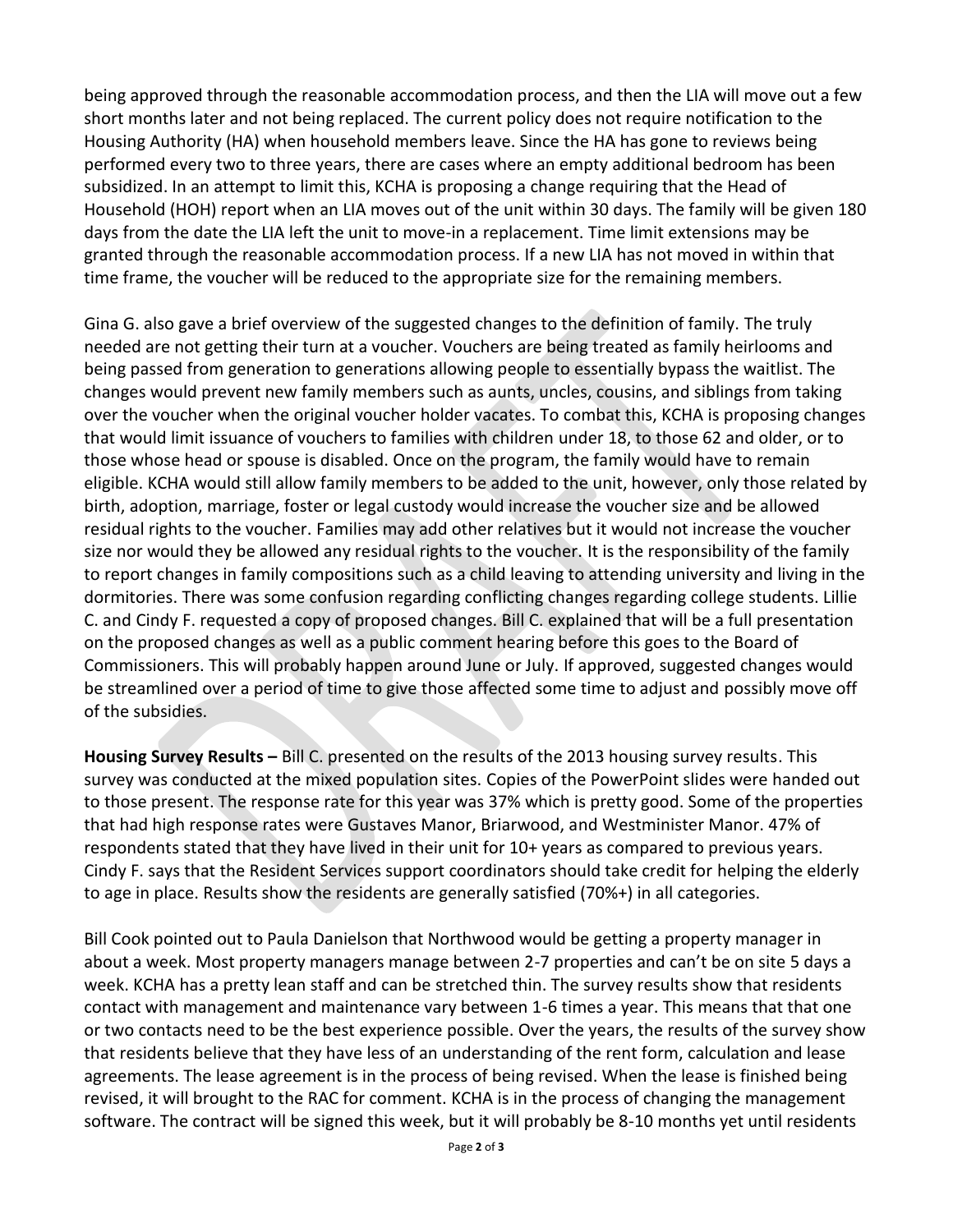being approved through the reasonable accommodation process, and then the LIA will move out a few short months later and not being replaced. The current policy does not require notification to the Housing Authority (HA) when household members leave. Since the HA has gone to reviews being performed every two to three years, there are cases where an empty additional bedroom has been subsidized. In an attempt to limit this, KCHA is proposing a change requiring that the Head of Household (HOH) report when an LIA moves out of the unit within 30 days. The family will be given 180 days from the date the LIA left the unit to move-in a replacement. Time limit extensions may be granted through the reasonable accommodation process. If a new LIA has not moved in within that time frame, the voucher will be reduced to the appropriate size for the remaining members.

Gina G. also gave a brief overview of the suggested changes to the definition of family. The truly needed are not getting their turn at a voucher. Vouchers are being treated as family heirlooms and being passed from generation to generations allowing people to essentially bypass the waitlist. The changes would prevent new family members such as aunts, uncles, cousins, and siblings from taking over the voucher when the original voucher holder vacates. To combat this, KCHA is proposing changes that would limit issuance of vouchers to families with children under 18, to those 62 and older, or to those whose head or spouse is disabled. Once on the program, the family would have to remain eligible. KCHA would still allow family members to be added to the unit, however, only those related by birth, adoption, marriage, foster or legal custody would increase the voucher size and be allowed residual rights to the voucher. Families may add other relatives but it would not increase the voucher size nor would they be allowed any residual rights to the voucher. It is the responsibility of the family to report changes in family compositions such as a child leaving to attending university and living in the dormitories. There was some confusion regarding conflicting changes regarding college students. Lillie C. and Cindy F. requested a copy of proposed changes. Bill C. explained that will be a full presentation on the proposed changes as well as a public comment hearing before this goes to the Board of Commissioners. This will probably happen around June or July. If approved, suggested changes would be streamlined over a period of time to give those affected some time to adjust and possibly move off of the subsidies.

**Housing Survey Results –** Bill C. presented on the results of the 2013 housing survey results. This survey was conducted at the mixed population sites. Copies of the PowerPoint slides were handed out to those present. The response rate for this year was 37% which is pretty good. Some of the properties that had high response rates were Gustaves Manor, Briarwood, and Westminister Manor. 47% of respondents stated that they have lived in their unit for 10+ years as compared to previous years. Cindy F. says that the Resident Services support coordinators should take credit for helping the elderly to age in place. Results show the residents are generally satisfied (70%+) in all categories.

Bill Cook pointed out to Paula Danielson that Northwood would be getting a property manager in about a week. Most property managers manage between 2-7 properties and can't be on site 5 days a week. KCHA has a pretty lean staff and can be stretched thin. The survey results show that residents contact with management and maintenance vary between 1-6 times a year. This means that that one or two contacts need to be the best experience possible. Over the years, the results of the survey show that residents believe that they have less of an understanding of the rent form, calculation and lease agreements. The lease agreement is in the process of being revised. When the lease is finished being revised, it will brought to the RAC for comment. KCHA is in the process of changing the management software. The contract will be signed this week, but it will probably be 8-10 months yet until residents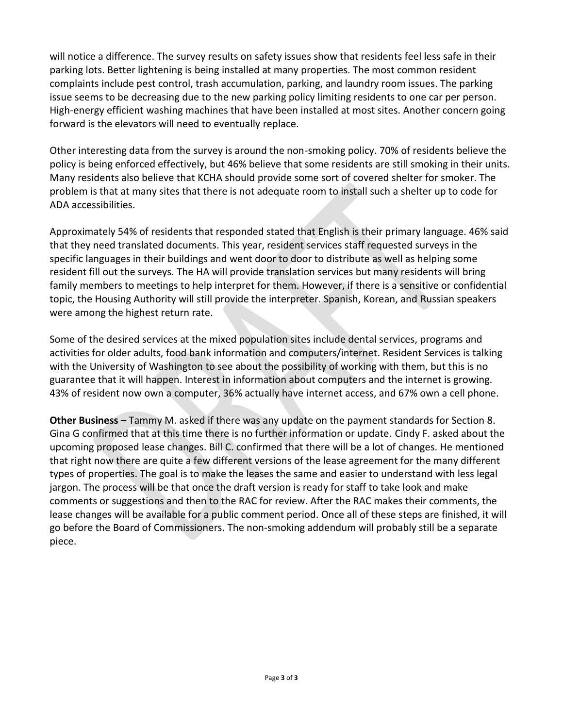will notice a difference. The survey results on safety issues show that residents feel less safe in their parking lots. Better lightening is being installed at many properties. The most common resident complaints include pest control, trash accumulation, parking, and laundry room issues. The parking issue seems to be decreasing due to the new parking policy limiting residents to one car per person. High-energy efficient washing machines that have been installed at most sites. Another concern going forward is the elevators will need to eventually replace.

Other interesting data from the survey is around the non-smoking policy. 70% of residents believe the policy is being enforced effectively, but 46% believe that some residents are still smoking in their units. Many residents also believe that KCHA should provide some sort of covered shelter for smoker. The problem is that at many sites that there is not adequate room to install such a shelter up to code for ADA accessibilities.

Approximately 54% of residents that responded stated that English is their primary language. 46% said that they need translated documents. This year, resident services staff requested surveys in the specific languages in their buildings and went door to door to distribute as well as helping some resident fill out the surveys. The HA will provide translation services but many residents will bring family members to meetings to help interpret for them. However, if there is a sensitive or confidential topic, the Housing Authority will still provide the interpreter. Spanish, Korean, and Russian speakers were among the highest return rate.

Some of the desired services at the mixed population sites include dental services, programs and activities for older adults, food bank information and computers/internet. Resident Services is talking with the University of Washington to see about the possibility of working with them, but this is no guarantee that it will happen. Interest in information about computers and the internet is growing. 43% of resident now own a computer, 36% actually have internet access, and 67% own a cell phone.

**Other Business** – Tammy M. asked if there was any update on the payment standards for Section 8. Gina G confirmed that at this time there is no further information or update. Cindy F. asked about the upcoming proposed lease changes. Bill C. confirmed that there will be a lot of changes. He mentioned that right now there are quite a few different versions of the lease agreement for the many different types of properties. The goal is to make the leases the same and easier to understand with less legal jargon. The process will be that once the draft version is ready for staff to take look and make comments or suggestions and then to the RAC for review. After the RAC makes their comments, the lease changes will be available for a public comment period. Once all of these steps are finished, it will go before the Board of Commissioners. The non-smoking addendum will probably still be a separate piece.